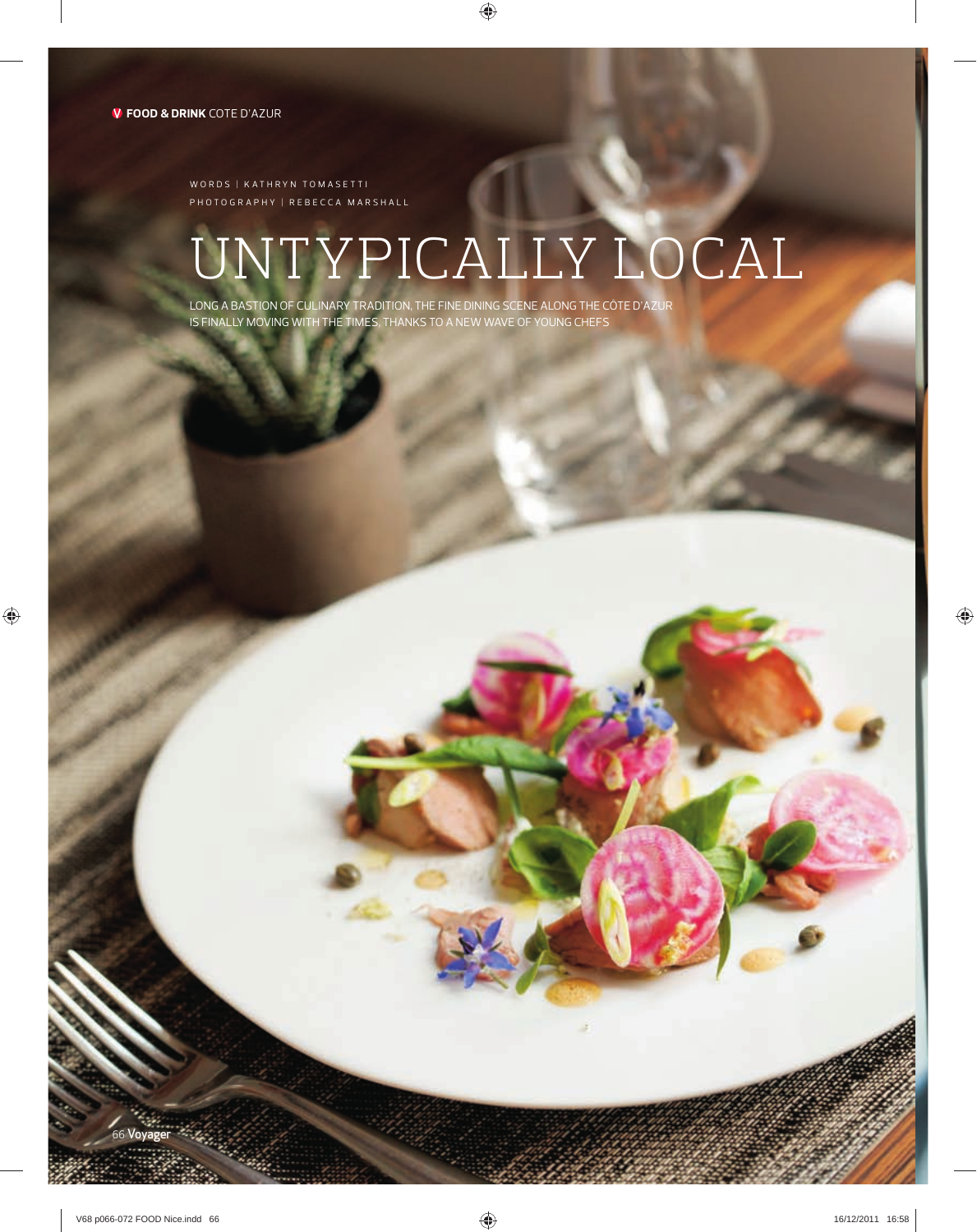WORDS | KATHRYN TOMASETTI
PHOTOGRAPHY | REBECCA MARSHALL

# UNTYPICALLY LOCAL

LONG A BASTION OF CULINARY TRADITION, THE FINE DINING SCENE ALONG THE CÔTE D'AZUR IS FINALLY MOVING WITH THE TIMES, THANKS TO A NEW WAVE OF YOUNG CHEFS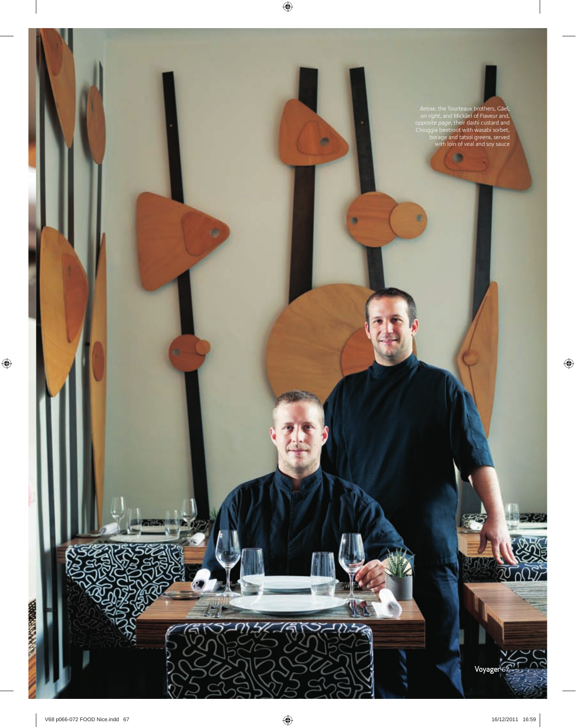*Below*, the Tourteaux brothers, Gäel, *on right*, and Mickäel of Flaveur and, *opposite page*, their dashi custard and Chioggia beetroot with wasabi sorbet, borage and tatsoi greens, served with loin of veal and soy sauce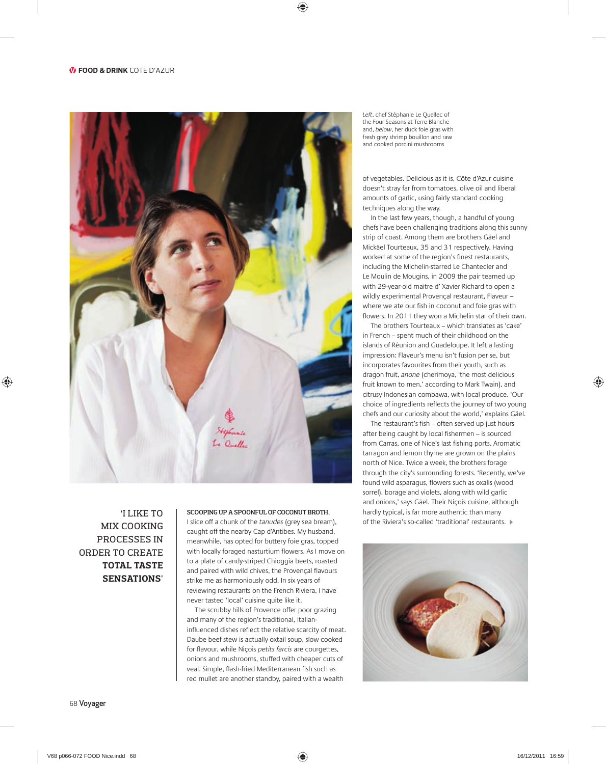*Left*, chef Stéphanie Le Quellec of the Four Seasons at Terre Blanche and, *below*, her duck foie gras with fresh grey shrimp bouillon and raw and cooked porcini mushrooms

'I LIKE TO MIX COOKING PROCESSES IN ORDER TO CREATE **TOTAL TASTE SENSATIONS**'

**SCOOPING UP A SPOONFUL OF COCONUT BROTH,** I slice off a chunk of the *tanudes* (grey sea bream), caught off the nearby Cap d'Antibes. My husband, meanwhile, has opted for buttery foie gras, topped with locally foraged nasturtium flowers. As I move on to a plate of candy-striped Chioggia beets, roasted and paired with wild chives, the Provençal flavours strike me as harmoniously odd. In six years of reviewing restaurants on the French Riviera, I have never tasted 'local' cuisine quite like it.

The scrubby hills of Provence offer poor grazing and many of the region's traditional, Italian-influenced dishes reflect the relative scarcity of meat. Daube beef stew is actually oxtail soup, slow cooked for flavour, while Niçois *petits farcis* are courgettes, onions and mushrooms, stuffed with cheaper cuts of veal. Simple, flash-fried Mediterranean fish such as red mullet are another standby, paired with a wealth of vegetables. Delicious as it is, Côte d'Azur cuisine doesn't stray far from tomatoes, olive oil and liberal amounts of garlic, using fairly standard cooking techniques along the way.

In the last few years, though, a handful of young chefs have been challenging traditions along this sunny strip of coast. Among them are brothers Gäel and Mickäel Tourteaux, 35 and 31 respectively. Having worked at some of the region's finest restaurants, including the Michelin-starred Le Chantecler and Le Moulin de Mougins, in 2009 the pair teamed up with 29-year-old maitre d' Xavier Richard to open a wildly experimental Provençal restaurant, Flaveur – where we ate our fish in coconut and foie gras with flowers. In 2011 they won a Michelin star of their own.

The brothers Tourteaux – which translates as 'cake' in French – spent much of their childhood on the islands of Réunion and Guadeloupe. It left a lasting impression: Flaveur's menu isn't fusion per se, but incorporates favourites from their youth, such as dragon fruit, *anone* (cherimoya, 'the most delicious fruit known to men,' according to Mark Twain), and citrusy Indonesian combawa, with local produce. 'Our choice of ingredients reflects the journey of two young chefs and our curiosity about the world,' explains Gäel.

The restaurant's fish – often served up just hours after being caught by local fishermen – is sourced from Carras, one of Nice's last fishing ports. Aromatic tarragon and lemon thyme are grown on the plains north of Nice. Twice a week, the brothers forage through the city's surrounding forests. 'Recently, we've found wild asparagus, flowers such as oxalis (wood sorrel), borage and violets, along with wild garlic and onions,' says Gäel. Their Niçois cuisine, although hardly typical, is far more authentic than many of the Riviera's so-called 'traditional' restaurants.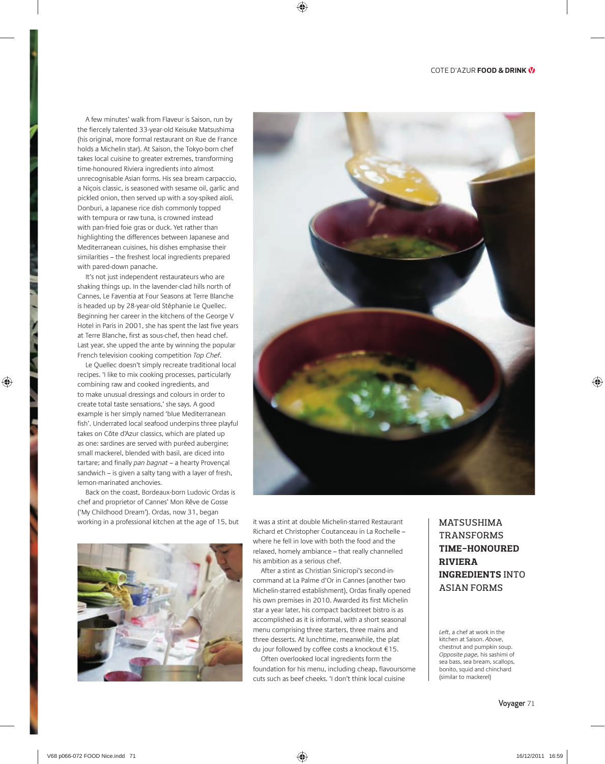A few minutes' walk from Flaveur is Saison, run by the fiercely talented 33-year-old Keisuke Matsushima (his original, more formal restaurant on Rue de France holds a Michelin star). At Saison, the Tokyo-born chef takes local cuisine to greater extremes, transforming time-honoured Riviera ingredients into almost unrecognisable Asian forms. His sea bream carpaccio, a Niçois classic, is seasoned with sesame oil, garlic and pickled onion, then served up with a soy-spiked aïoli. Donburi, a Japanese rice dish commonly topped with tempura or raw tuna, is crowned instead with pan-fried foie gras or duck. Yet rather than highlighting the differences between Japanese and Mediterranean cuisines, his dishes emphasise their similarities – the freshest local ingredients prepared with pared-down panache.

It's not just independent restaurateurs who are shaking things up. In the lavender-clad hills north of Cannes, Le Faventia at Four Seasons at Terre Blanche is headed up by 28-year-old Stéphanie Le Quellec. Beginning her career in the kitchens of the George V Hotel in Paris in 2001, she has spent the last five years at Terre Blanche, first as sous-chef, then head chef. Last year, she upped the ante by winning the popular French television cooking competition *Top Chef*.

Le Quellec doesn't simply recreate traditional local recipes. 'I like to mix cooking processes, particularly combining raw and cooked ingredients, and to make unusual dressings and colours in order to create total taste sensations,' she says. A good example is her simply named 'blue Mediterranean fish'. Underrated local seafood underpins three playful takes on Côte d'Azur classics, which are plated up as one: sardines are served with puréed aubergine; small mackerel, blended with basil, are diced into tartare; and finally *pan bagnat* – a hearty Provençal sandwich – is given a salty tang with a layer of fresh, lemon-marinated anchovies.

Back on the coast, Bordeaux-born Ludovic Ordas is chef and proprietor of Cannes' Mon Rêve de Gosse ('My Childhood Dream'). Ordas, now 31, began working in a professional kitchen at the age of 15, but it was a stint at double Michelin-starred Restaurant Richard et Christopher Coutanceau in La Rochelle – where he fell in love with both the food and the relaxed, homely ambiance – that really channelled his ambition as a serious chef.

After a stint as Christian Sinicropi's second-in-command at La Palme d'Or in Cannes (another two Michelin-starred establishment), Ordas finally opened his own premises in 2010. Awarded its first Michelin star a year later, his compact backstreet bistro is as accomplished as it is informal, with a short seasonal menu comprising three starters, three mains and three desserts. At lunchtime, meanwhile, the plat du jour followed by coffee costs a knockout €15.

Often overlooked local ingredients form the foundation for his menu, including cheap, flavoursome cuts such as beef cheeks. 'I don't think local cuisine

MATSUSHIMA TRANSFORMS **TIME-HONOURED RIVIERA INGREDIENTS** INTO ASIAN FORMS

*Left*, a chef at work in the kitchen at Saison. *Above*, chestnut and pumpkin soup. *Opposite page*, his sashimi of sea bass, sea bream, scallops, bonito, squid and chinchard (similar to mackerel)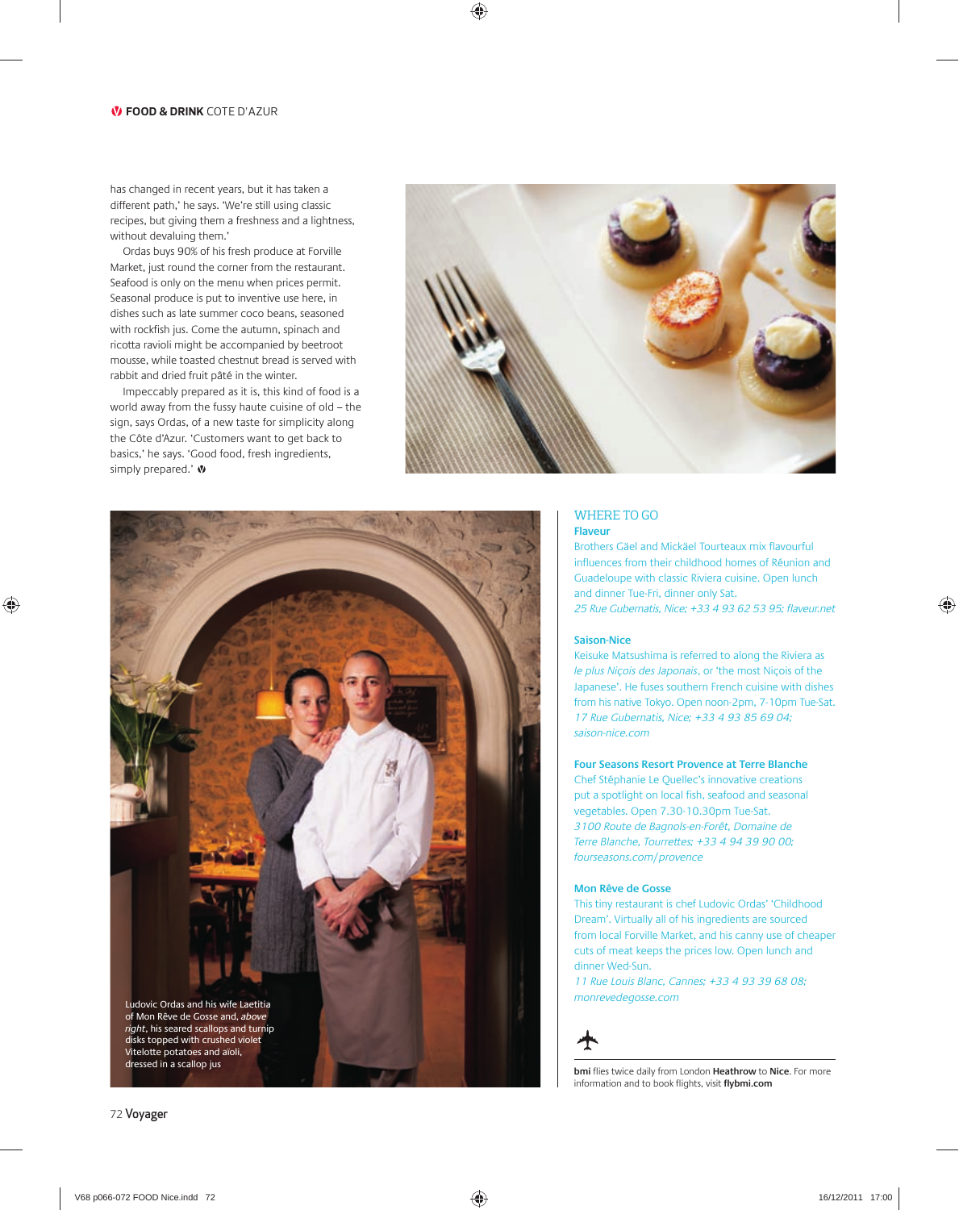has changed in recent years, but it has taken a different path,' he says. 'We're still using classic recipes, but giving them a freshness and a lightness, without devaluing them.'

Ordas buys 90% of his fresh produce at Forville Market, just round the corner from the restaurant. Seafood is only on the menu when prices permit. Seasonal produce is put to inventive use here, in dishes such as late summer coco beans, seasoned with rockfish jus. Come the autumn, spinach and ricotta ravioli might be accompanied by beetroot mousse, while toasted chestnut bread is served with rabbit and dried fruit pâté in the winter.

Impeccably prepared as it is, this kind of food is a world away from the fussy haute cuisine of old – the sign, says Ordas, of a new taste for simplicity along the Côte d'Azur. 'Customers want to get back to basics,' he says. 'Good food, fresh ingredients, simply prepared.'

Ludovic Ordas and his wife Laetitia of Mon Rêve de Gosse and, *above right*, his seared scallops and turnip disks topped with crushed violet Vitelotte potatoes and aïoli, dressed in a scallop jus

## WHERE TO GO

**Flaveur**

Brothers Gäel and Mickäel Tourteaux mix flavourful influences from their childhood homes of Réunion and Guadeloupe with classic Riviera cuisine. Open lunch and dinner Tue-Fri, dinner only Sat.
*25 Rue Gubernatis, Nice; +33 4 93 62 53 95; flaveur.net*

**Saison-Nice**

Keisuke Matsushima is referred to along the Riviera as *le plus Niçois des Japonais*, or 'the most Niçois of the Japanese'. He fuses southern French cuisine with dishes from his native Tokyo. Open noon-2pm, 7-10pm Tue-Sat.
*17 Rue Gubernatis, Nice; +33 4 93 85 69 04; saison-nice.com*

**Four Seasons Resort Provence at Terre Blanche**

Chef Stéphanie Le Quellec's innovative creations put a spotlight on local fish, seafood and seasonal vegetables. Open 7.30-10.30pm Tue-Sat.
*3100 Route de Bagnols-en-Forêt, Domaine de Terre Blanche, Tourrettes; +33 4 94 39 90 00; fourseasons.com/provence*

**Mon Rêve de Gosse**

This tiny restaurant is chef Ludovic Ordas' 'Childhood Dream'. Virtually all of his ingredients are sourced from local Forville Market, and his canny use of cheaper cuts of meat keeps the prices low. Open lunch and dinner Wed-Sun.
*11 Rue Louis Blanc, Cannes; +33 4 93 39 68 08; monrevedegosse.com*

**bmi** flies twice daily from London **Heathrow** to **Nice**. For more information and to book flights, visit **flybmi.com**